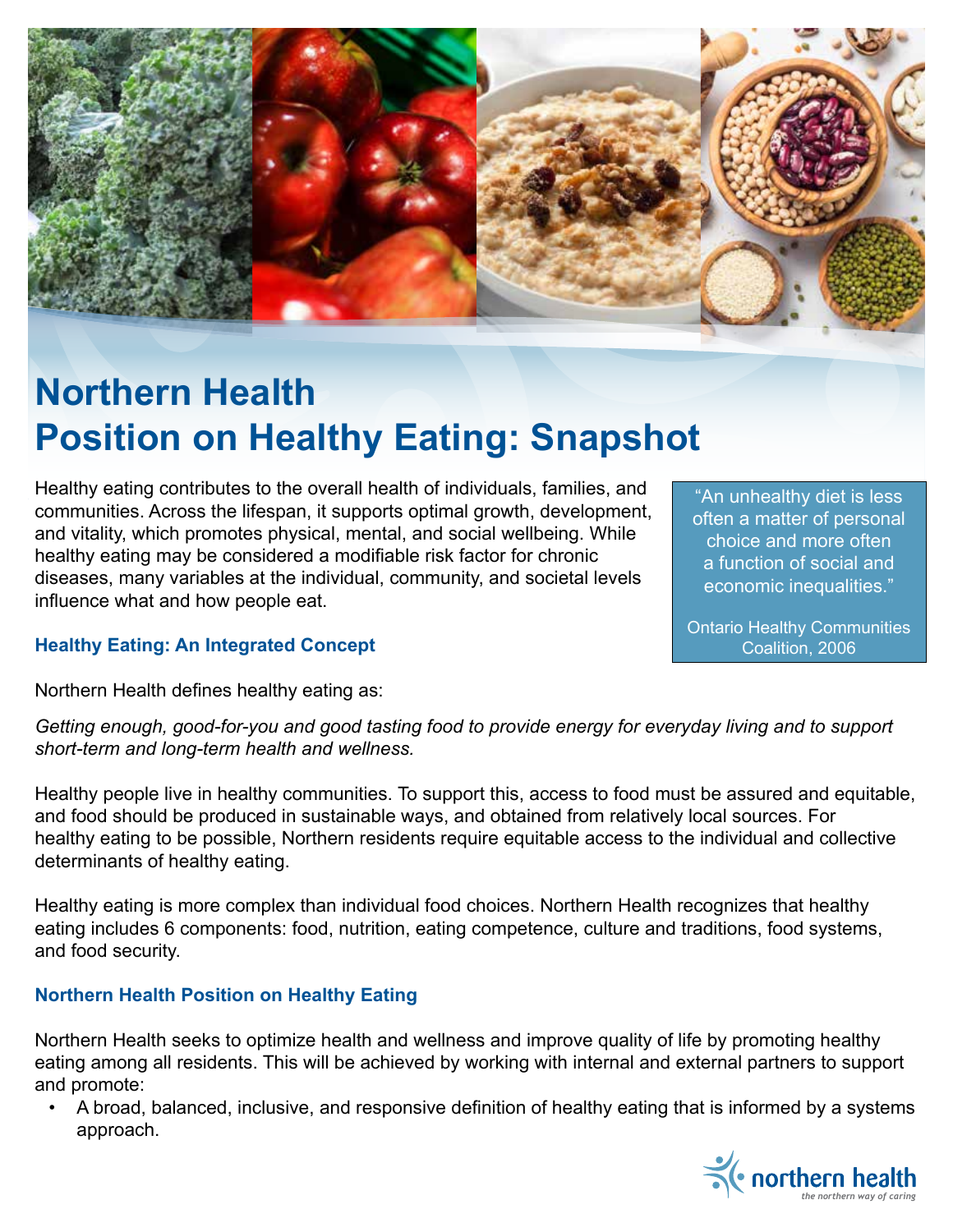# Northern Health
# Position on Healthy Eating: Snapshot

Healthy eating contributes to the overall health of individuals, families, and communities. Across the lifespan, it supports optimal growth, development, and vitality, which promotes physical, mental, and social wellbeing. While healthy eating may be considered a modifiable risk factor for chronic diseases, many variables at the individual, community, and societal levels influence what and how people eat.

> "An unhealthy diet is less often a matter of personal choice and more often a function of social and economic inequalities."
>
> Ontario Healthy Communities Coalition, 2006

### Healthy Eating: An Integrated Concept

Northern Health defines healthy eating as:

*Getting enough, good-for-you and good tasting food to provide energy for everyday living and to support short-term and long-term health and wellness.*

Healthy people live in healthy communities. To support this, access to food must be assured and equitable, and food should be produced in sustainable ways, and obtained from relatively local sources. For healthy eating to be possible, Northern residents require equitable access to the individual and collective determinants of healthy eating.

Healthy eating is more complex than individual food choices. Northern Health recognizes that healthy eating includes 6 components: food, nutrition, eating competence, culture and traditions, food systems, and food security.

### Northern Health Position on Healthy Eating

Northern Health seeks to optimize health and wellness and improve quality of life by promoting healthy eating among all residents. This will be achieved by working with internal and external partners to support and promote:

- A broad, balanced, inclusive, and responsive definition of healthy eating that is informed by a systems approach.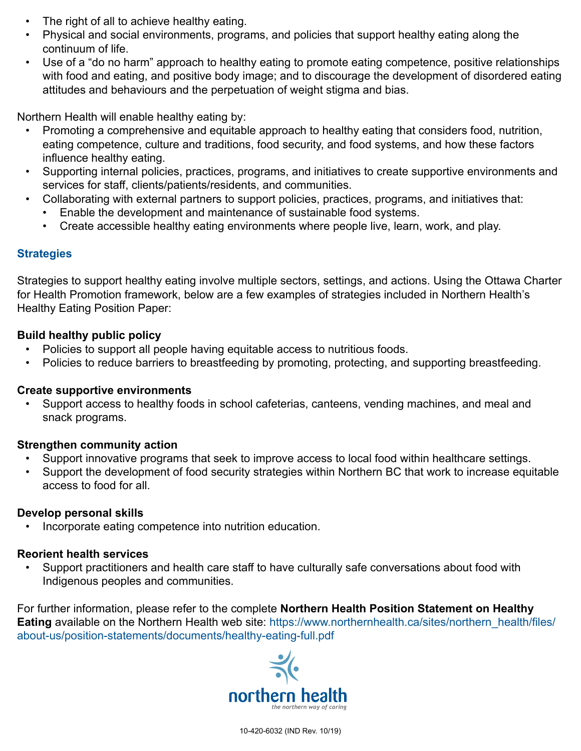- The right of all to achieve healthy eating.
- Physical and social environments, programs, and policies that support healthy eating along the continuum of life.
- Use of a "do no harm" approach to healthy eating to promote eating competence, positive relationships with food and eating, and positive body image; and to discourage the development of disordered eating attitudes and behaviours and the perpetuation of weight stigma and bias.

Northern Health will enable healthy eating by:

- Promoting a comprehensive and equitable approach to healthy eating that considers food, nutrition, eating competence, culture and traditions, food security, and food systems, and how these factors influence healthy eating.
- Supporting internal policies, practices, programs, and initiatives to create supportive environments and services for staff, clients/patients/residents, and communities.
- Collaborating with external partners to support policies, practices, programs, and initiatives that:
  - Enable the development and maintenance of sustainable food systems.
  - Create accessible healthy eating environments where people live, learn, work, and play.

## Strategies

Strategies to support healthy eating involve multiple sectors, settings, and actions. Using the Ottawa Charter for Health Promotion framework, below are a few examples of strategies included in Northern Health's Healthy Eating Position Paper:

**Build healthy public policy**

- Policies to support all people having equitable access to nutritious foods.
- Policies to reduce barriers to breastfeeding by promoting, protecting, and supporting breastfeeding.

**Create supportive environments**

- Support access to healthy foods in school cafeterias, canteens, vending machines, and meal and snack programs.

**Strengthen community action**

- Support innovative programs that seek to improve access to local food within healthcare settings.
- Support the development of food security strategies within Northern BC that work to increase equitable access to food for all.

**Develop personal skills**

- Incorporate eating competence into nutrition education.

**Reorient health services**

- Support practitioners and health care staff to have culturally safe conversations about food with Indigenous peoples and communities.

For further information, please refer to the complete **Northern Health Position Statement on Healthy Eating** available on the Northern Health web site: https://www.northernhealth.ca/sites/northern_health/files/about-us/position-statements/documents/healthy-eating-full.pdf

northern health
*the northern way of caring*

10-420-6032 (IND Rev. 10/19)